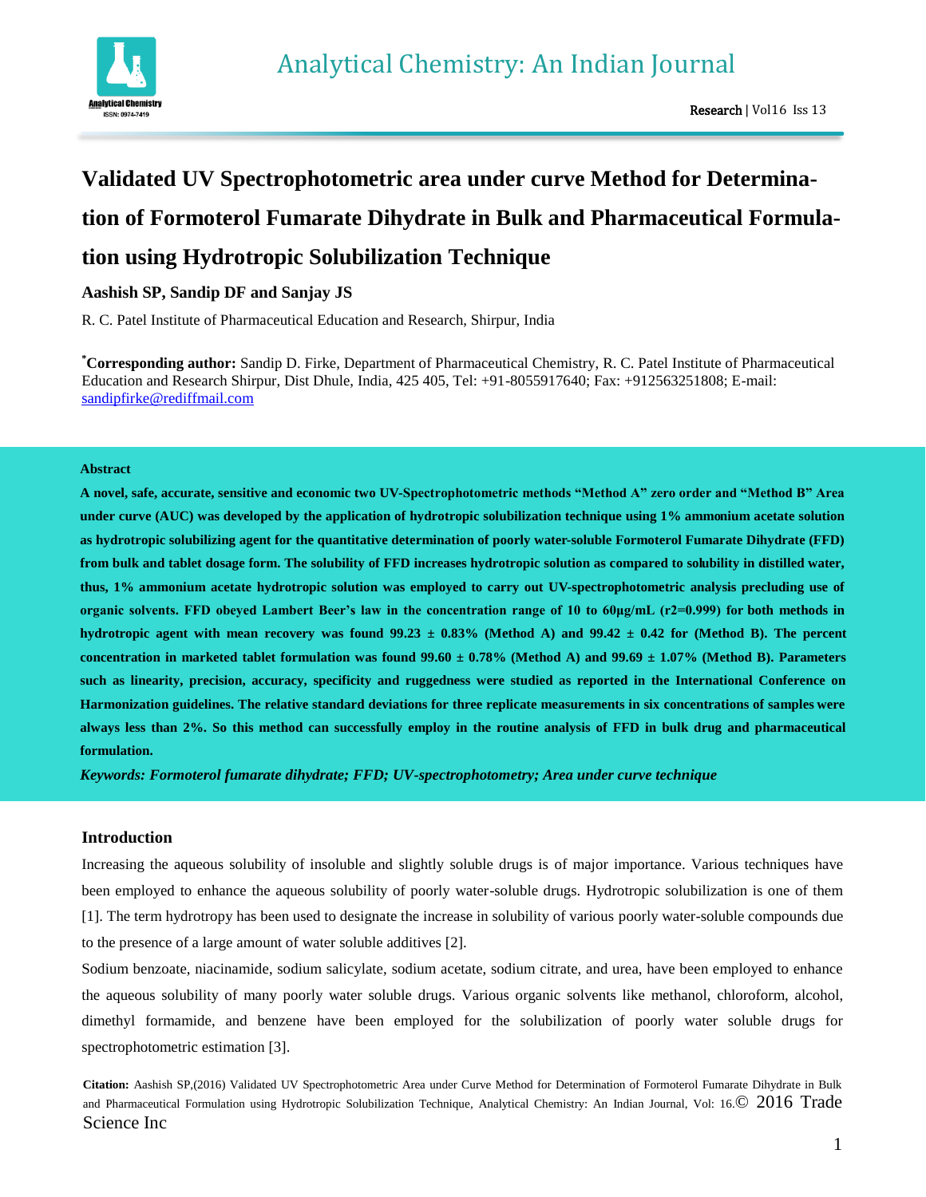# Validated UV Spectrophotometric area under curve Method for Determination of Formoterol Fumarate Dihydrate in Bulk and Pharmaceutical Formulation using Hydrotropic Solubilization Technique

**Aashish SP, Sandip DF and Sanjay JS**

R. C. Patel Institute of Pharmaceutical Education and Research, Shirpur, India

**\*Corresponding author:** Sandip D. Firke, Department of Pharmaceutical Chemistry, R. C. Patel Institute of Pharmaceutical Education and Research Shirpur, Dist Dhule, India, 425 405, Tel: +91-8055917640; Fax: +912563251808; E-mail: sandipfirke@rediffmail.com

### Abstract

**A novel, safe, accurate, sensitive and economic two UV-Spectrophotometric methods "Method A" zero order and "Method B" Area under curve (AUC) was developed by the application of hydrotropic solubilization technique using 1% ammonium acetate solution as hydrotropic solubilizing agent for the quantitative determination of poorly water-soluble Formoterol Fumarate Dihydrate (FFD) from bulk and tablet dosage form. The solubility of FFD increases hydrotropic solution as compared to solubility in distilled water, thus, 1% ammonium acetate hydrotropic solution was employed to carry out UV-spectrophotometric analysis precluding use of organic solvents. FFD obeyed Lambert Beer's law in the concentration range of 10 to 60µg/mL (r2=0.999) for both methods in hydrotropic agent with mean recovery was found 99.23 ± 0.83% (Method A) and 99.42 ± 0.42 for (Method B). The percent concentration in marketed tablet formulation was found 99.60 ± 0.78% (Method A) and 99.69 ± 1.07% (Method B). Parameters such as linearity, precision, accuracy, specificity and ruggedness were studied as reported in the International Conference on Harmonization guidelines. The relative standard deviations for three replicate measurements in six concentrations of samples were always less than 2%. So this method can successfully employ in the routine analysis of FFD in bulk drug and pharmaceutical formulation.**

***Keywords: Formoterol fumarate dihydrate; FFD; UV-spectrophotometry; Area under curve technique***

### Introduction

Increasing the aqueous solubility of insoluble and slightly soluble drugs is of major importance. Various techniques have been employed to enhance the aqueous solubility of poorly water-soluble drugs. Hydrotropic solubilization is one of them [1]. The term hydrotropy has been used to designate the increase in solubility of various poorly water-soluble compounds due to the presence of a large amount of water soluble additives [2].

Sodium benzoate, niacinamide, sodium salicylate, sodium acetate, sodium citrate, and urea, have been employed to enhance the aqueous solubility of many poorly water soluble drugs. Various organic solvents like methanol, chloroform, alcohol, dimethyl formamide, and benzene have been employed for the solubilization of poorly water soluble drugs for spectrophotometric estimation [3].

**Citation:** Aashish SP,(2016) Validated UV Spectrophotometric Area under Curve Method for Determination of Formoterol Fumarate Dihydrate in Bulk and Pharmaceutical Formulation using Hydrotropic Solubilization Technique, Analytical Chemistry: An Indian Journal, Vol: 16.© 2016 Trade Science Inc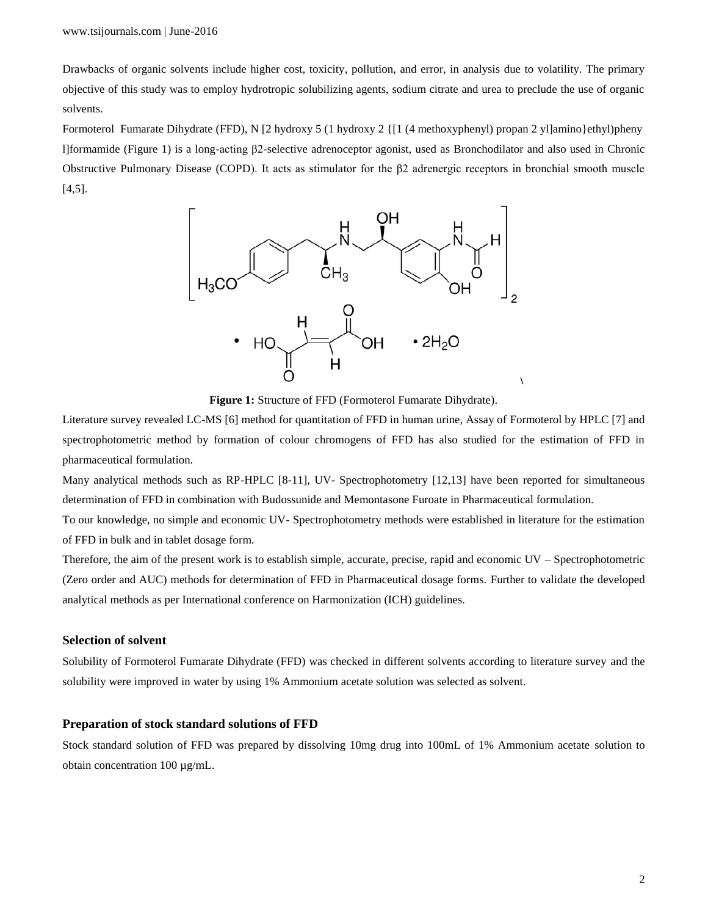Drawbacks of organic solvents include higher cost, toxicity, pollution, and error, in analysis due to volatility. The primary objective of this study was to employ hydrotropic solubilizing agents, sodium citrate and urea to preclude the use of organic solvents.

Formoterol Fumarate Dihydrate (FFD), N [2 hydroxy 5 (1 hydroxy 2 {[1 (4 methoxyphenyl) propan 2 yl]amino}ethyl)pheny l]formamide (Figure 1) is a long-acting β2-selective adrenoceptor agonist, used as Bronchodilator and also used in Chronic Obstructive Pulmonary Disease (COPD). It acts as stimulator for the β2 adrenergic receptors in bronchial smooth muscle [4,5].

**Figure 1:** Structure of FFD (Formoterol Fumarate Dihydrate).

Literature survey revealed LC-MS [6] method for quantitation of FFD in human urine, Assay of Formoterol by HPLC [7] and spectrophotometric method by formation of colour chromogens of FFD has also studied for the estimation of FFD in pharmaceutical formulation.

Many analytical methods such as RP-HPLC [8-11], UV- Spectrophotometry [12,13] have been reported for simultaneous determination of FFD in combination with Budossunide and Memontasone Furoate in Pharmaceutical formulation.

To our knowledge, no simple and economic UV- Spectrophotometry methods were established in literature for the estimation of FFD in bulk and in tablet dosage form.

Therefore, the aim of the present work is to establish simple, accurate, precise, rapid and economic UV – Spectrophotometric (Zero order and AUC) methods for determination of FFD in Pharmaceutical dosage forms. Further to validate the developed analytical methods as per International conference on Harmonization (ICH) guidelines.

### Selection of solvent

Solubility of Formoterol Fumarate Dihydrate (FFD) was checked in different solvents according to literature survey and the solubility were improved in water by using 1% Ammonium acetate solution was selected as solvent.

### Preparation of stock standard solutions of FFD

Stock standard solution of FFD was prepared by dissolving 10mg drug into 100mL of 1% Ammonium acetate solution to obtain concentration 100 µg/mL.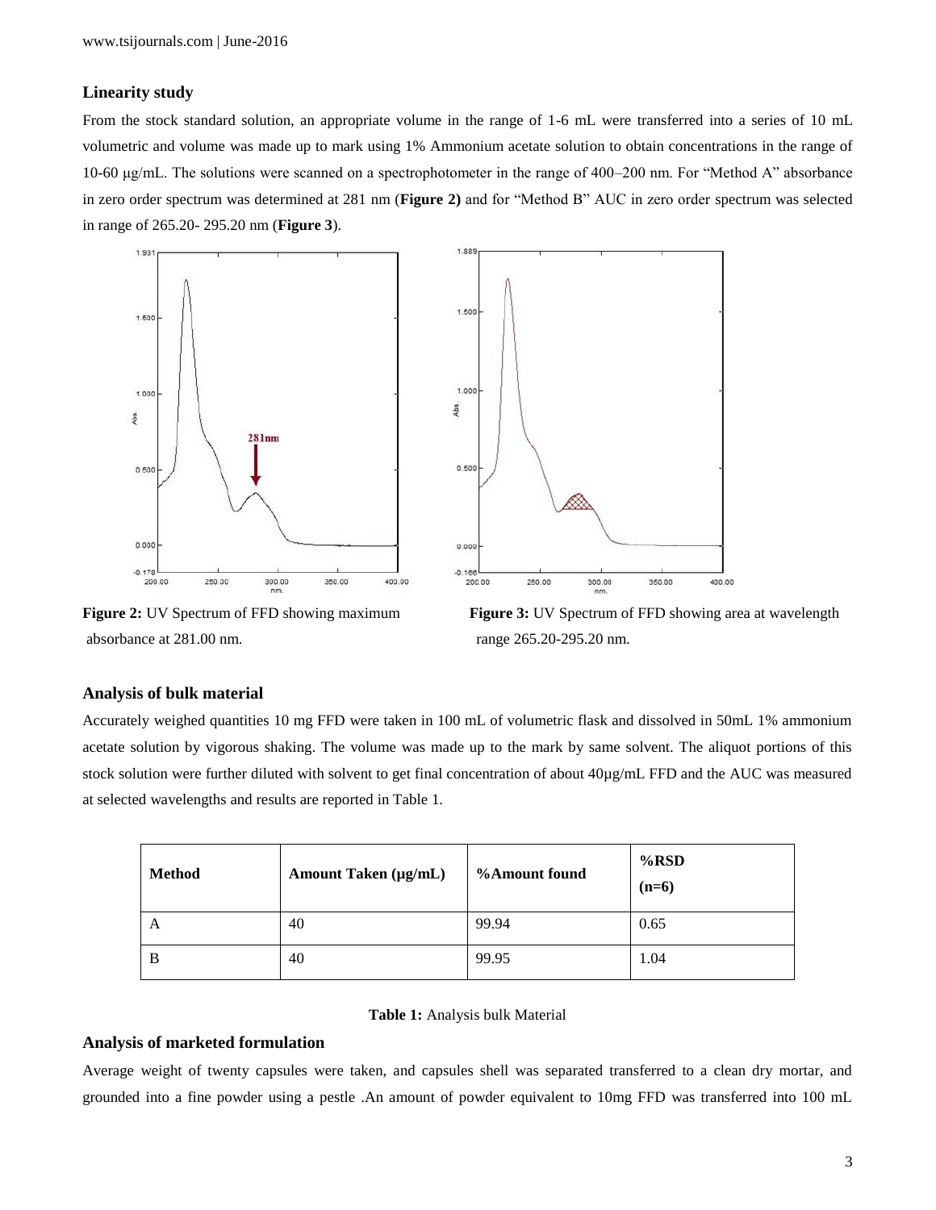### Linearity study

From the stock standard solution, an appropriate volume in the range of 1-6 mL were transferred into a series of 10 mL volumetric and volume was made up to mark using 1% Ammonium acetate solution to obtain concentrations in the range of 10-60 µg/mL. The solutions were scanned on a spectrophotometer in the range of 400–200 nm. For "Method A" absorbance in zero order spectrum was determined at 281 nm (**Figure 2)** and for "Method B" AUC in zero order spectrum was selected in range of 265.20- 295.20 nm (**Figure 3**).

**Figure 2:** UV Spectrum of FFD showing maximum absorbance at 281.00 nm.

**Figure 3:** UV Spectrum of FFD showing area at wavelength range 265.20-295.20 nm.

### Analysis of bulk material

Accurately weighed quantities 10 mg FFD were taken in 100 mL of volumetric flask and dissolved in 50mL 1% ammonium acetate solution by vigorous shaking. The volume was made up to the mark by same solvent. The aliquot portions of this stock solution were further diluted with solvent to get final concentration of about 40µg/mL FFD and the AUC was measured at selected wavelengths and results are reported in Table 1.

| Method | Amount Taken (µg/mL) | %Amount found | %RSD (n=6) |
|---|---|---|---|
| A | 40 | 99.94 | 0.65 |
| B | 40 | 99.95 | 1.04 |

**Table 1:** Analysis bulk Material

### Analysis of marketed formulation

Average weight of twenty capsules were taken, and capsules shell was separated transferred to a clean dry mortar, and grounded into a fine powder using a pestle .An amount of powder equivalent to 10mg FFD was transferred into 100 mL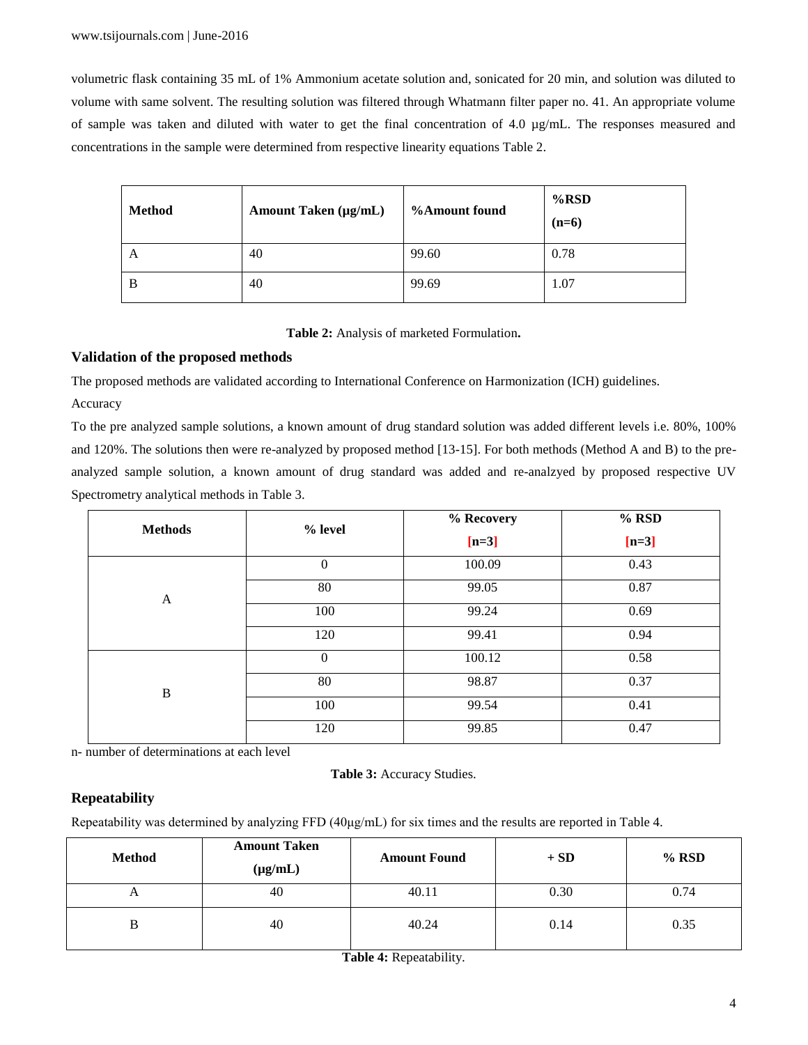volumetric flask containing 35 mL of 1% Ammonium acetate solution and, sonicated for 20 min, and solution was diluted to volume with same solvent. The resulting solution was filtered through Whatmann filter paper no. 41. An appropriate volume of sample was taken and diluted with water to get the final concentration of 4.0 µg/mL. The responses measured and concentrations in the sample were determined from respective linearity equations Table 2.

| Method | Amount Taken (µg/mL) | %Amount found | %RSD (n=6) |
|---|---|---|---|
| A | 40 | 99.60 | 0.78 |
| B | 40 | 99.69 | 1.07 |

**Table 2:** Analysis of marketed Formulation**.**

## Validation of the proposed methods

The proposed methods are validated according to International Conference on Harmonization (ICH) guidelines.

Accuracy

To the pre analyzed sample solutions, a known amount of drug standard solution was added different levels i.e. 80%, 100% and 120%. The solutions then were re-analyzed by proposed method [13-15]. For both methods (Method A and B) to the pre-analyzed sample solution, a known amount of drug standard was added and re-analzyed by proposed respective UV Spectrometry analytical methods in Table 3.

| Methods | % level | % Recovery [n=3] | % RSD [n=3] |
|---|---|---|---|
| A | 0 | 100.09 | 0.43 |
| | 80 | 99.05 | 0.87 |
| | 100 | 99.24 | 0.69 |
| | 120 | 99.41 | 0.94 |
| B | 0 | 100.12 | 0.58 |
| | 80 | 98.87 | 0.37 |
| | 100 | 99.54 | 0.41 |
| | 120 | 99.85 | 0.47 |

n- number of determinations at each level

**Table 3:** Accuracy Studies.

## Repeatability

Repeatability was determined by analyzing FFD (40µg/mL) for six times and the results are reported in Table 4.

| Method | Amount Taken (µg/mL) | Amount Found | + SD | % RSD |
|---|---|---|---|---|
| A | 40 | 40.11 | 0.30 | 0.74 |
| B | 40 | 40.24 | 0.14 | 0.35 |

**Table 4:** Repeatability.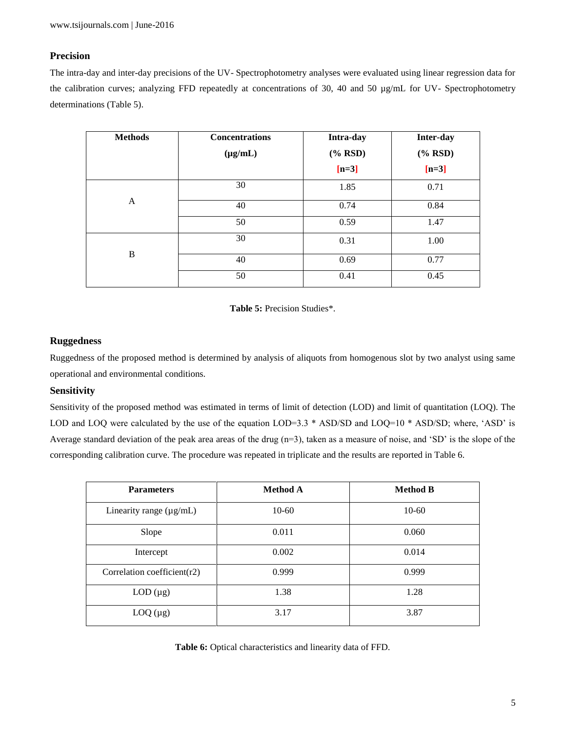## Precision

The intra-day and inter-day precisions of the UV- Spectrophotometry analyses were evaluated using linear regression data for the calibration curves; analyzing FFD repeatedly at concentrations of 30, 40 and 50 µg/mL for UV- Spectrophotometry determinations (Table 5).

| Methods | Concentrations (µg/mL) | Intra-day (% RSD) [n=3] | Inter-day (% RSD) [n=3] |
|---|---|---|---|
| A | 30 | 1.85 | 0.71 |
| | 40 | 0.74 | 0.84 |
| | 50 | 0.59 | 1.47 |
| B | 30 | 0.31 | 1.00 |
| | 40 | 0.69 | 0.77 |
| | 50 | 0.41 | 0.45 |

**Table 5:** Precision Studies*.

## Ruggedness

Ruggedness of the proposed method is determined by analysis of aliquots from homogenous slot by two analyst using same operational and environmental conditions.

## Sensitivity

Sensitivity of the proposed method was estimated in terms of limit of detection (LOD) and limit of quantitation (LOQ). The LOD and LOQ were calculated by the use of the equation LOD=3.3 * ASD/SD and LOQ=10 * ASD/SD; where, 'ASD' is Average standard deviation of the peak area areas of the drug (n=3), taken as a measure of noise, and 'SD' is the slope of the corresponding calibration curve. The procedure was repeated in triplicate and the results are reported in Table 6.

| Parameters | Method A | Method B |
|---|---|---|
| Linearity range (µg/mL) | 10-60 | 10-60 |
| Slope | 0.011 | 0.060 |
| Intercept | 0.002 | 0.014 |
| Correlation coefficient(r2) | 0.999 | 0.999 |
| LOD (µg) | 1.38 | 1.28 |
| LOQ (µg) | 3.17 | 3.87 |

**Table 6:** Optical characteristics and linearity data of FFD.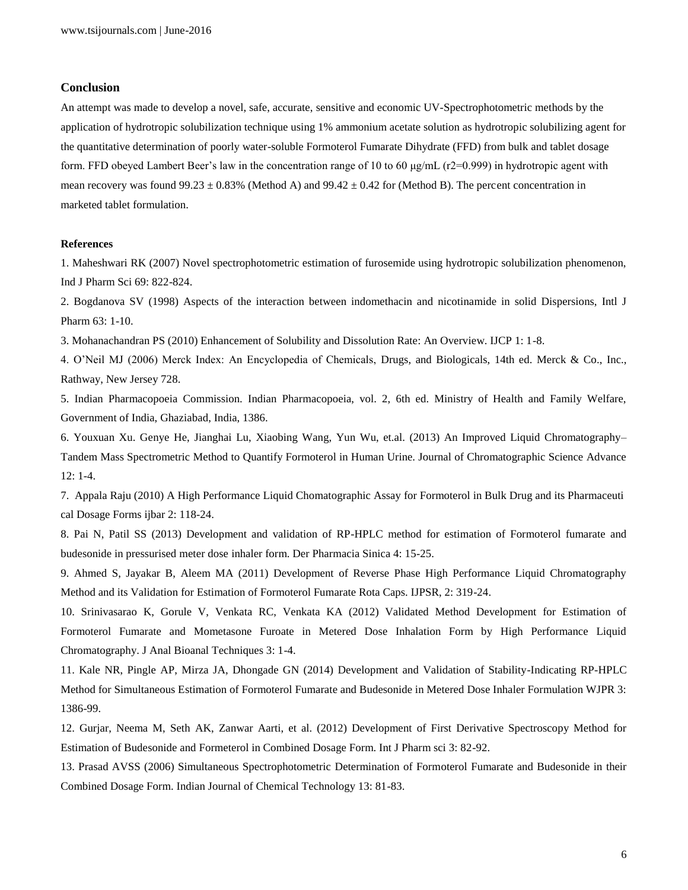## Conclusion

An attempt was made to develop a novel, safe, accurate, sensitive and economic UV-Spectrophotometric methods by the application of hydrotropic solubilization technique using 1% ammonium acetate solution as hydrotropic solubilizing agent for the quantitative determination of poorly water-soluble Formoterol Fumarate Dihydrate (FFD) from bulk and tablet dosage form. FFD obeyed Lambert Beer's law in the concentration range of 10 to 60 μg/mL ($r^2$=0.999) in hydrotropic agent with mean recovery was found 99.23 ± 0.83% (Method A) and 99.42 ± 0.42 for (Method B). The percent concentration in marketed tablet formulation.

**References**

1. Maheshwari RK (2007) Novel spectrophotometric estimation of furosemide using hydrotropic solubilization phenomenon, Ind J Pharm Sci 69: 822-824.

2. Bogdanova SV (1998) Aspects of the interaction between indomethacin and nicotinamide in solid Dispersions, Intl J Pharm 63: 1-10.

3. Mohanachandran PS (2010) Enhancement of Solubility and Dissolution Rate: An Overview. IJCP 1: 1-8.

4. O'Neil MJ (2006) Merck Index: An Encyclopedia of Chemicals, Drugs, and Biologicals, 14th ed. Merck & Co., Inc., Rathway, New Jersey 728.

5. Indian Pharmacopoeia Commission. Indian Pharmacopoeia, vol. 2, 6th ed. Ministry of Health and Family Welfare, Government of India, Ghaziabad, India, 1386.

6. Youxuan Xu. Genye He, Jianghai Lu, Xiaobing Wang, Yun Wu, et.al. (2013) An Improved Liquid Chromatography–Tandem Mass Spectrometric Method to Quantify Formoterol in Human Urine. Journal of Chromatographic Science Advance 12: 1-4.

7. Appala Raju (2010) A High Performance Liquid Chomatographic Assay for Formoterol in Bulk Drug and its Pharmaceuti cal Dosage Forms ijbar 2: 118-24.

8. Pai N, Patil SS (2013) Development and validation of RP-HPLC method for estimation of Formoterol fumarate and budesonide in pressurised meter dose inhaler form. Der Pharmacia Sinica 4: 15-25.

9. Ahmed S, Jayakar B, Aleem MA (2011) Development of Reverse Phase High Performance Liquid Chromatography Method and its Validation for Estimation of Formoterol Fumarate Rota Caps. IJPSR, 2: 319-24.

10. Srinivasarao K, Gorule V, Venkata RC, Venkata KA (2012) Validated Method Development for Estimation of Formoterol Fumarate and Mometasone Furoate in Metered Dose Inhalation Form by High Performance Liquid Chromatography. J Anal Bioanal Techniques 3: 1-4.

11. Kale NR, Pingle AP, Mirza JA, Dhongade GN (2014) Development and Validation of Stability-Indicating RP-HPLC Method for Simultaneous Estimation of Formoterol Fumarate and Budesonide in Metered Dose Inhaler Formulation WJPR 3: 1386-99.

12. Gurjar, Neema M, Seth AK, Zanwar Aarti, et al. (2012) Development of First Derivative Spectroscopy Method for Estimation of Budesonide and Formeterol in Combined Dosage Form. Int J Pharm sci 3: 82-92.

13. Prasad AVSS (2006) Simultaneous Spectrophotometric Determination of Formoterol Fumarate and Budesonide in their Combined Dosage Form. Indian Journal of Chemical Technology 13: 81-83.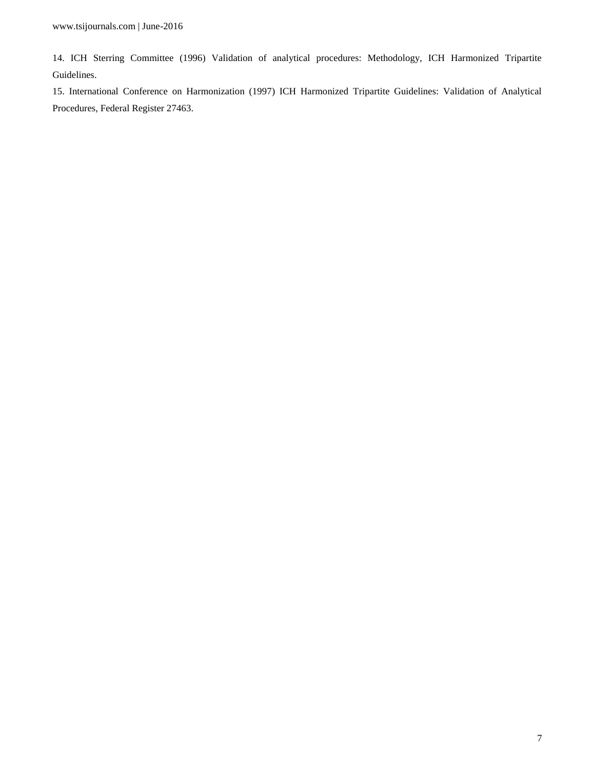14. ICH Sterring Committee (1996) Validation of analytical procedures: Methodology, ICH Harmonized Tripartite Guidelines.

15. International Conference on Harmonization (1997) ICH Harmonized Tripartite Guidelines: Validation of Analytical Procedures, Federal Register 27463.